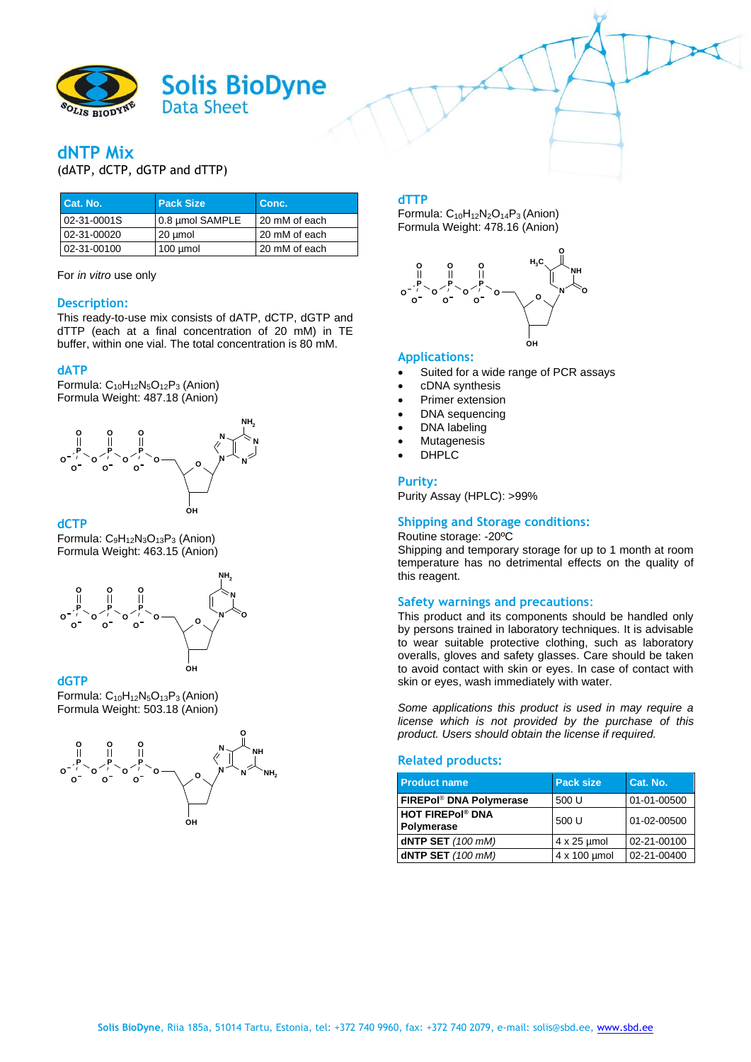# Solis BioDyne

Data Sheet

## dNTP Mix

(dATP, dCTP, dGTP and dTTP)

| Cat. No. | Pack Size | Conc. |
|---|---|---|
| 02-31-0001S | 0.8 µmol SAMPLE | 20 mM of each |
| 02-31-00020 | 20 µmol | 20 mM of each |
| 02-31-00100 | 100 µmol | 20 mM of each |

For *in vitro* use only

### Description:

This ready-to-use mix consists of dATP, dCTP, dGTP and dTTP (each at a final concentration of 20 mM) in TE buffer, within one vial. The total concentration is 80 mM.

### dATP

Formula: $C_{10}H_{12}N_5O_{12}P_3$ (Anion)
Formula Weight: 487.18 (Anion)

### dCTP

Formula: $C_9H_{12}N_3O_{13}P_3$ (Anion)
Formula Weight: 463.15 (Anion)

### dGTP

Formula: $C_{10}H_{12}N_5O_{13}P_3$ (Anion)
Formula Weight: 503.18 (Anion)

### dTTP

Formula: $C_{10}H_{12}N_2O_{14}P_3$ (Anion)
Formula Weight: 478.16 (Anion)

### Applications:

- Suited for a wide range of PCR assays
- cDNA synthesis
- Primer extension
- DNA sequencing
- DNA labeling
- Mutagenesis
- DHPLC

### Purity:

Purity Assay (HPLC): >99%

### Shipping and Storage conditions:

Routine storage: -20ºC
Shipping and temporary storage for up to 1 month at room temperature has no detrimental effects on the quality of this reagent.

### Safety warnings and precautions:

This product and its components should be handled only by persons trained in laboratory techniques. It is advisable to wear suitable protective clothing, such as laboratory overalls, gloves and safety glasses. Care should be taken to avoid contact with skin or eyes. In case of contact with skin or eyes, wash immediately with water.

*Some applications this product is used in may require a license which is not provided by the purchase of this product. Users should obtain the license if required.*

### Related products:

| Product name | Pack size | Cat. No. |
|---|---|---|
| **FIREPol® DNA Polymerase** | 500 U | 01-01-00500 |
| **HOT FIREPol® DNA Polymerase** | 500 U | 01-02-00500 |
| **dNTP SET** *(100 mM)* | 4 x 25 µmol | 02-21-00100 |
| **dNTP SET** *(100 mM)* | 4 x 100 µmol | 02-21-00400 |

**Solis BioDyne**, Riia 185a, 51014 Tartu, Estonia, tel: +372 740 9960, fax: +372 740 2079, e-mail: solis@sbd.ee, www.sbd.ee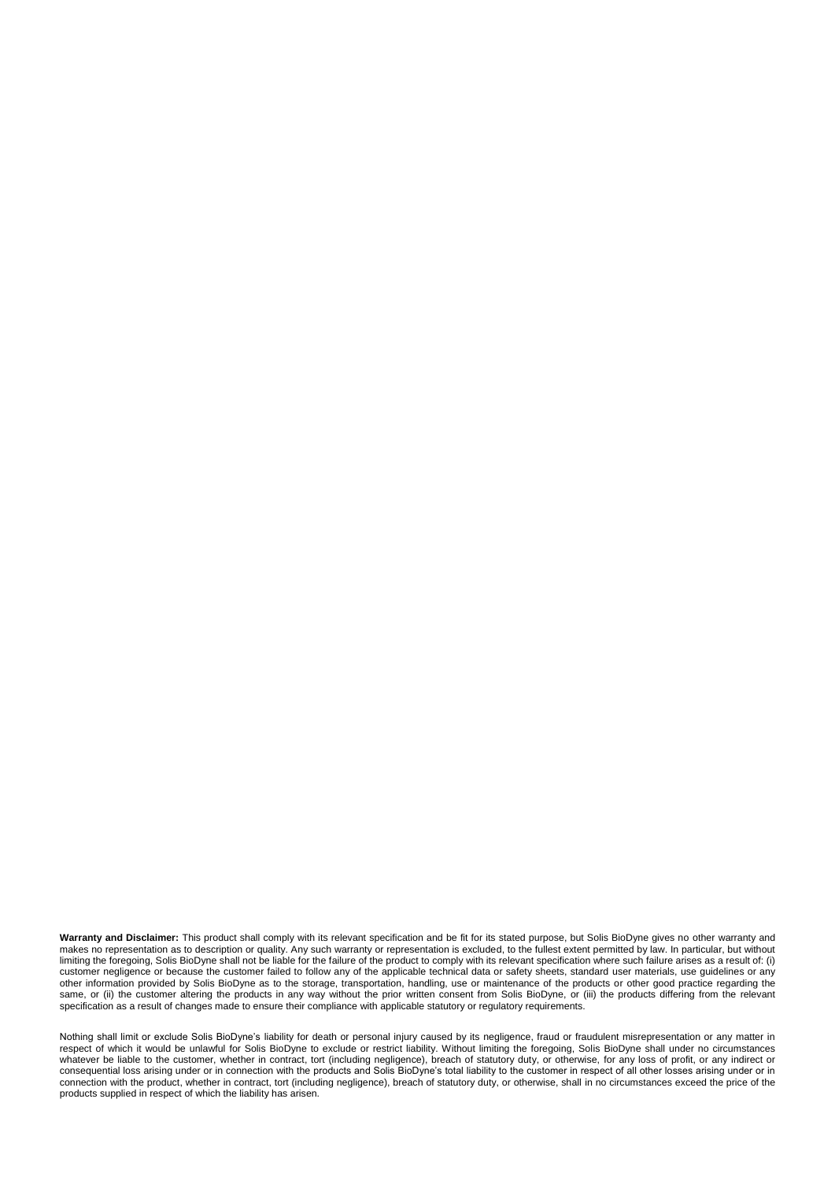**Warranty and Disclaimer:** This product shall comply with its relevant specification and be fit for its stated purpose, but Solis BioDyne gives no other warranty and makes no representation as to description or quality. Any such warranty or representation is excluded, to the fullest extent permitted by law. In particular, but without limiting the foregoing, Solis BioDyne shall not be liable for the failure of the product to comply with its relevant specification where such failure arises as a result of: (i) customer negligence or because the customer failed to follow any of the applicable technical data or safety sheets, standard user materials, use guidelines or any other information provided by Solis BioDyne as to the storage, transportation, handling, use or maintenance of the products or other good practice regarding the same, or (ii) the customer altering the products in any way without the prior written consent from Solis BioDyne, or (iii) the products differing from the relevant specification as a result of changes made to ensure their compliance with applicable statutory or regulatory requirements.

Nothing shall limit or exclude Solis BioDyne's liability for death or personal injury caused by its negligence, fraud or fraudulent misrepresentation or any matter in respect of which it would be unlawful for Solis BioDyne to exclude or restrict liability. Without limiting the foregoing, Solis BioDyne shall under no circumstances whatever be liable to the customer, whether in contract, tort (including negligence), breach of statutory duty, or otherwise, for any loss of profit, or any indirect or consequential loss arising under or in connection with the products and Solis BioDyne's total liability to the customer in respect of all other losses arising under or in connection with the product, whether in contract, tort (including negligence), breach of statutory duty, or otherwise, shall in no circumstances exceed the price of the products supplied in respect of which the liability has arisen.